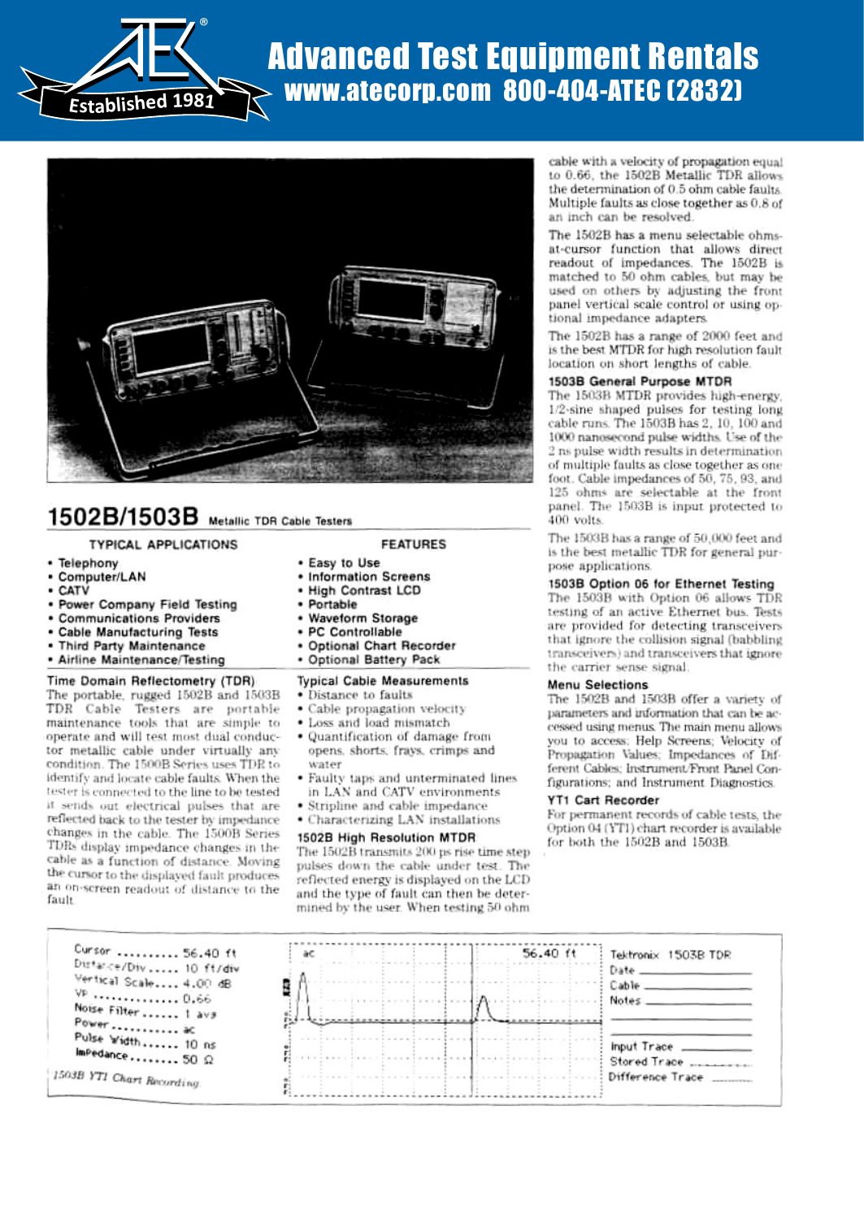# Advanced Test Equipment Rentals

**www.atecorp.com 800-404-ATEC (2832)**

Established 1981

## 1502B/1503B Metallic TDR Cable Testers

### TYPICAL APPLICATIONS

- Telephony
- Computer/LAN
- CATV
- Power Company Field Testing
- Communications Providers
- Cable Manufacturing Tests
- Third Party Maintenance
- Airline Maintenance/Testing

### FEATURES

- Easy to Use
- Information Screens
- High Contrast LCD
- Portable
- Waveform Storage
- PC Controllable
- Optional Chart Recorder
- Optional Battery Pack

### Time Domain Reflectometry (TDR)

The portable, rugged 1502B and 1503B TDR Cable Testers are portable maintenance tools that are simple to operate and will test most dual conductor metallic cable under virtually any condition. The 1500B Series uses TDR to identify and locate cable faults. When the tester is connected to the line to be tested it sends out electrical pulses that are reflected back to the tester by impedance changes in the cable. The 1500B Series TDRs display impedance changes in the cable as a function of distance. Moving the cursor to the displayed fault produces an on-screen readout of distance to the fault.

### Typical Cable Measurements

- Distance to faults
- Cable propagation velocity
- Loss and load mismatch
- Quantification of damage from opens, shorts, frays, crimps and water
- Faulty taps and unterminated lines in LAN and CATV environments
- Stripline and cable impedance
- Characterizing LAN installations

### 1502B High Resolution MTDR

The 1502B transmits 200 ps rise time step pulses down the cable under test. The reflected energy is displayed on the LCD and the type of fault can then be determined by the user. When testing 50 ohm cable with a velocity of propagation equal to 0.66, the 1502B Metallic TDR allows the determination of 0.5 ohm cable faults. Multiple faults as close together as 0.8 of an inch can be resolved.

The 1502B has a menu selectable ohms-at-cursor function that allows direct readout of impedances. The 1502B is matched to 50 ohm cables, but may be used on others by adjusting the front panel vertical scale control or using optional impedance adapters.

The 1502B has a range of 2000 feet and is the best MTDR for high resolution fault location on short lengths of cable.

### 1503B General Purpose MTDR

The 1503B MTDR provides high-energy, 1/2-sine shaped pulses for testing long cable runs. The 1503B has 2, 10, 100 and 1000 nanosecond pulse widths. Use of the 2 ns pulse width results in determination of multiple faults as close together as one foot. Cable impedances of 50, 75, 93, and 125 ohms are selectable at the front panel. The 1503B is input protected to 400 volts.

The 1503B has a range of 50,000 feet and is the best metallic TDR for general purpose applications.

### 1503B Option 06 for Ethernet Testing

The 1503B with Option 06 allows TDR testing of an active Ethernet bus. Tests are provided for detecting transceivers that ignore the collision signal (babbling transceivers) and transceivers that ignore the carrier sense signal.

### Menu Selections

The 1502B and 1503B offer a variety of parameters and information that can be accessed using menus. The main menu allows you to access: Help Screens; Velocity of Propagation Values; Impedances of Different Cables; Instrument/Front Panel Configurations; and Instrument Diagnostics.

### YT1 Cart Recorder

For permanent records of cable tests, the Option 04 (YT1) chart recorder is available for both the 1502B and 1503B.

Cursor .......... 56.40 ft
Distance/Div ..... 10 ft/div
Vertical Scale .... 4.00 dB
VP .............. 0.66
Noise Filter ...... 1 avg
Power ........... ac
Pulse Width ...... 10 ns
Impedance ........ 50 Ω

ac — 56.40 ft

Tektronix 1503B TDR
Date
Cable
Notes

Input Trace
Stored Trace
Difference Trace

*1503B YT1 Chart Recording*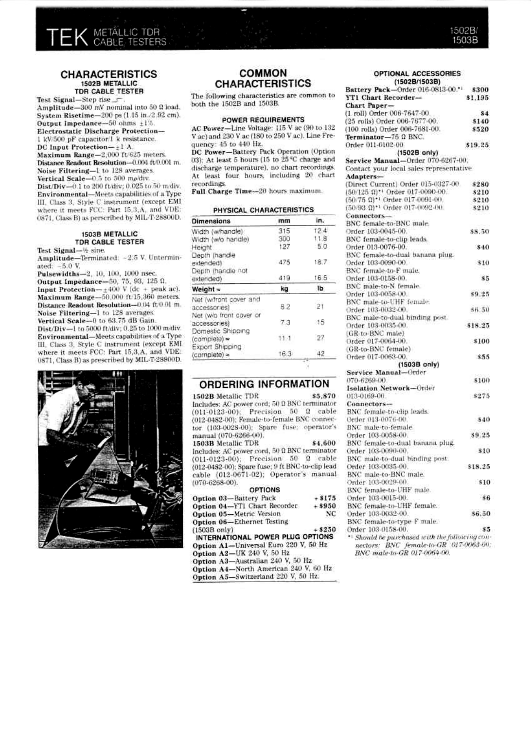# TEK METALLIC TDR CABLE TESTERS

## CHARACTERISTICS

### 1502B METALLIC TDR CABLE TESTER

**Test Signal**—Step rise ⌐.
**Amplitude**—300 mV nominal into 50 Ω load.
**System Risetime**—200 ps (1.15 in./2.92 cm).
**Output Impedance**—50 ohms ±1%.
**Electrostatic Discharge Protection**—1 kV/500 pF capacitor/1 k resistance.
**DC Input Protection**—±1 A.
**Maximum Range**—2,000 ft/625 meters.
**Distance Readout Resolution**—0.004 ft/0.001 m.
**Noise Filtering**—1 to 128 averages.
**Vertical Scale**—0.5 to 500 mρ/div.
**Dist/Div**—0.1 to 200 ft/div; 0.025 to 50 m/div.
**Environmental**—Meets capabilities of a Type III, Class 3, Style C instrument (except EMI where it meets FCC: Part 15,3,A, and VDE: 0871, Class B) as perscribed by MIL-T-28800D.

### 1503B METALLIC TDR CABLE TESTER

**Test Signal**—½ sine.
**Amplitude**—Terminated: −2.5 V. Unterminated: −5.0 V.
**Pulsewidths**—2, 10, 100, 1000 nsec.
**Output Impedance**—50, 75, 93, 125 Ω.
**Input Protection**—±400 V (dc + peak ac).
**Maximum Range**—50,000 ft/15,360 meters.
**Distance Readout Resolution**—0.04 ft/0.01 m.
**Noise Filtering**—1 to 128 averages.
**Vertical Scale**—0 to 63.75 dB Gain.
**Dist/Div**—1 to 5000 ft/div; 0.25 to 1000 m/div.
**Environmental**—Meets capabilities of a Type III, Class 3, Style C instrument (except EMI where it meets FCC: Part 15,3,A, and VDE: 0871, Class B) as prescribed by MIL-T-28800D.

## COMMON CHARACTERISTICS

The following characteristics are common to both the 1502B and 1503B.

### POWER REQUIREMENTS

**AC Power**—Line Voltage: 115 V ac (90 to 132 V ac) and 230 V ac (180 to 250 V ac). Line Frequency: 45 to 440 Hz.
**DC Power**—Battery Pack Operation (Option 03): At least 5 hours (15 to 25 °C charge and discharge temperature), no chart recordings. At least four hours, including 20 chart recordings.
**Full Charge Time**—20 hours maximum.

### PHYSICAL CHARACTERISTICS

| Dimensions | mm | in. |
|---|---|---|
| Width (w/handle) | 315 | 12.4 |
| Width (w/o handle) | 300 | 11.8 |
| Height | 127 | 5.0 |
| Depth (handle extended) | 475 | 18.7 |
| Depth (handle not extended) | 419 | 16.5 |
| **Weight ≈** | **kg** | **lb** |
| Net (w/front cover and accessories) | 8.2 | 21 |
| Net (w/o front cover or accessories) | 7.3 | 15 |
| Domestic Shipping (complete) ≈ | 11.1 | 27 |
| Export Shipping (complete) ≈ | 16.3 | 42 |

## ORDERING INFORMATION

**1502B** Metallic TDR **$5,870**
Includes: AC power cord; 50 Ω BNC terminator (011-0123-00); Precision 50 Ω cable (012-0482-00); Female-to-female BNC connector (103-0028-00); Spare fuse; operator's manual (070-6266-00).

**1503B** Metallic TDR **$4,600**
Includes: AC power cord, 50 Ω BNC terminator (011-0123-00); Precision 50 Ω cable (012-0482-00); Spare fuse; 9 ft BNC-to-clip lead cable (012-0671-02); Operator's manual (070-6268-00).

### OPTIONS

**Option 03**—Battery Pack **+$175**
**Option 04**—YT1 Chart Recorder **+$950**
**Option 05**—Metric Version **NC**
**Option 06**—Ethernet Testing (1503B only) **+$250**

### INTERNATIONAL POWER PLUG OPTIONS

**Option A1**—Universal Euro 220 V, 50 Hz
**Option A2**—UK 240 V, 50 Hz
**Option A3**—Australian 240 V, 50 Hz
**Option A4**—North American 240 V, 60 Hz
**Option A5**—Switzerland 220 V, 50 Hz.

## OPTIONAL ACCESSORIES (1502B/1503B)

**Battery Pack**—Order 016-0813-00.*[1] **$300**
**YT1 Chart Recorder**— **$1,195**
**Chart Paper**—
(1 roll) Order 006-7647-00. **$4**
(25 rolls) Order 006-7677-00. **$140**
(100 rolls) Order 006-7681-00. **$520**
**Terminator**—75 Ω BNC.
Order 011-0102-00 **$19.25**

### (1502B only)

**Service Manual**—Order 070-6267-00.
Contact your local sales representative.
**Adapters**—
(Direct Current) Order 015-0327-00 **$280**
(50/125 Ω)*[1] Order 017-0090-00. **$210**
(50/75 Ω)*[1] Order 017-0091-00. **$210**
(50/93 Ω)*[1] Order 017-0092-00. **$210**
**Connectors**—
BNC female-to-BNC male.
Order 103-0045-00. **$8.50**
BNC female-to-clip leads.
Order 013-0076-00. **$40**
BNC female-to-dual banana plug.
Order 103-0090-00. **$10**
BNC female-to-F male.
Order 103-0158-00. **$5**
BNC male-to-N female.
Order 103-0058-00. **$9.25**
BNC male-to-UHF female.
Order 103-0032-00. **$6.50**
BNC male-to-dual binding post.
Order 103-0035-00. **$18.25**
(GR-to-BNC male)
Order 017-0064-00. **$100**
(GR-to-BNC female)
Order 017-0063-00. **$55**

### (1503B only)

**Service Manual**—Order 070-6269-00. **$100**
**Isolation Network**—Order 013-0169-00. **$275**
**Connectors**—
BNC female-to-clip leads.
Order 013-0076-00. **$40**
BNC male-to-female.
Order 103-0058-00. **$9.25**
BNC female-to-dual banana plug.
Order 103-0090-00. **$10**
BNC male-to-dual binding post.
Order 103-0035-00. **$18.25**
BNC male-to-BNC male.
Order 103-0029-00. **$10**
BNC female-to-UHF male.
Order 103-0015-00. **$6**
BNC male-to-UHF female.
Order 103-0032-00. **$6.50**
BNC female-to-type F male.
Order 103-0158-00. **$5**

*[1] *Should be purchased with the following connectors: BNC female-to-GR 017-0063-00; BNC male-to-GR 017-0064-00.*